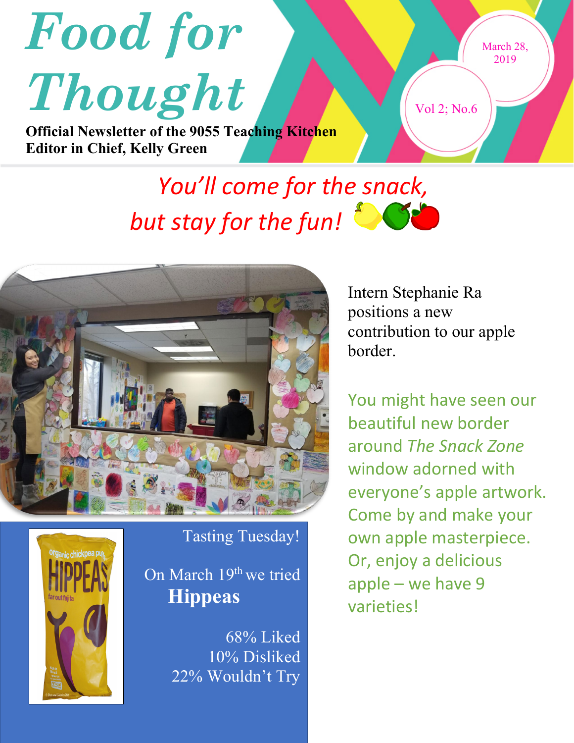# Food for Thought

**Official Newsletter of the 9055 Teaching Kitchen**
**Editor in Chief, Kelly Green**

March 28, 2019

Vol 2; No.6

## *You'll come for the snack, but stay for the fun!*

Intern Stephanie Ra positions a new contribution to our apple border.

You might have seen our beautiful new border around *The Snack Zone* window adorned with everyone's apple artwork. Come by and make your own apple masterpiece. Or, enjoy a delicious apple – we have 9 varieties!

### Tasting Tuesday!

On March 19th we tried **Hippeas**

68% Liked
10% Disliked
22% Wouldn't Try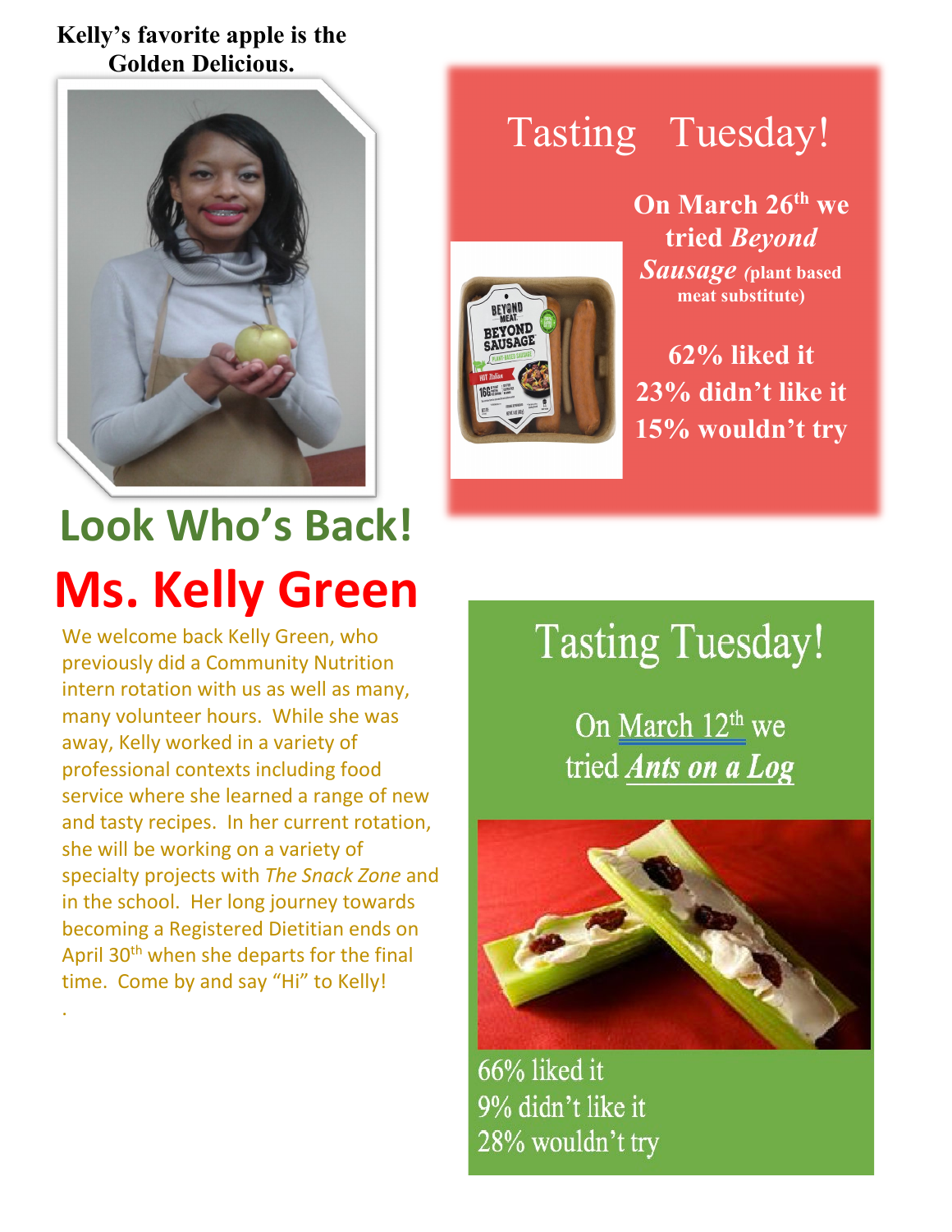**Kelly's favorite apple is the Golden Delicious.**

# Look Who's Back!

# Ms. Kelly Green

We welcome back Kelly Green, who previously did a Community Nutrition intern rotation with us as well as many, many volunteer hours. While she was away, Kelly worked in a variety of professional contexts including food service where she learned a range of new and tasty recipes. In her current rotation, she will be working on a variety of specialty projects with *The Snack Zone* and in the school. Her long journey towards becoming a Registered Dietitian ends on April 30th when she departs for the final time. Come by and say "Hi" to Kelly!

## Tasting Tuesday!

**On March 26th we tried *Beyond Sausage* (plant based meat substitute)**

**62% liked it**
**23% didn't like it**
**15% wouldn't try**

## Tasting Tuesday!

On March 12th we tried ***Ants on a Log***

66% liked it
9% didn't like it
28% wouldn't try